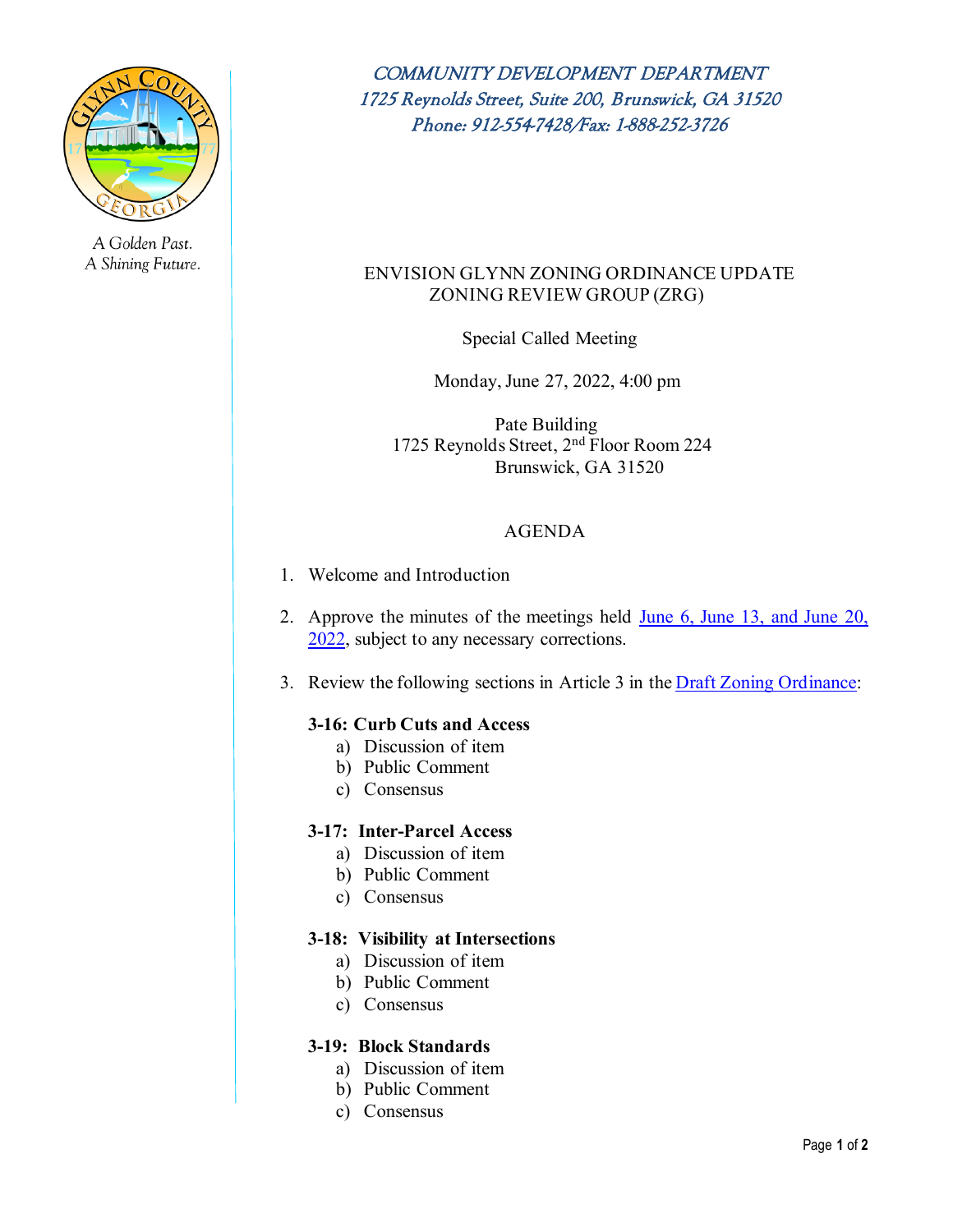A Golden Past.
A Shining Future.

*COMMUNITY DEVELOPMENT DEPARTMENT*
*1725 Reynolds Street, Suite 200, Brunswick, GA 31520*
*Phone: 912-554-7428/Fax: 1-888-252-3726*

ENVISION GLYNN ZONING ORDINANCE UPDATE
ZONING REVIEW GROUP (ZRG)

Special Called Meeting

Monday, June 27, 2022, 4:00 pm

Pate Building
1725 Reynolds Street, 2nd Floor Room 224
Brunswick, GA 31520

AGENDA

1. Welcome and Introduction

2. Approve the minutes of the meetings held June 6, June 13, and June 20, 2022, subject to any necessary corrections.

3. Review the following sections in Article 3 in the Draft Zoning Ordinance:

   **3-16: Curb Cuts and Access**
   a) Discussion of item
   b) Public Comment
   c) Consensus

   **3-17: Inter-Parcel Access**
   a) Discussion of item
   b) Public Comment
   c) Consensus

   **3-18: Visibility at Intersections**
   a) Discussion of item
   b) Public Comment
   c) Consensus

   **3-19: Block Standards**
   a) Discussion of item
   b) Public Comment
   c) Consensus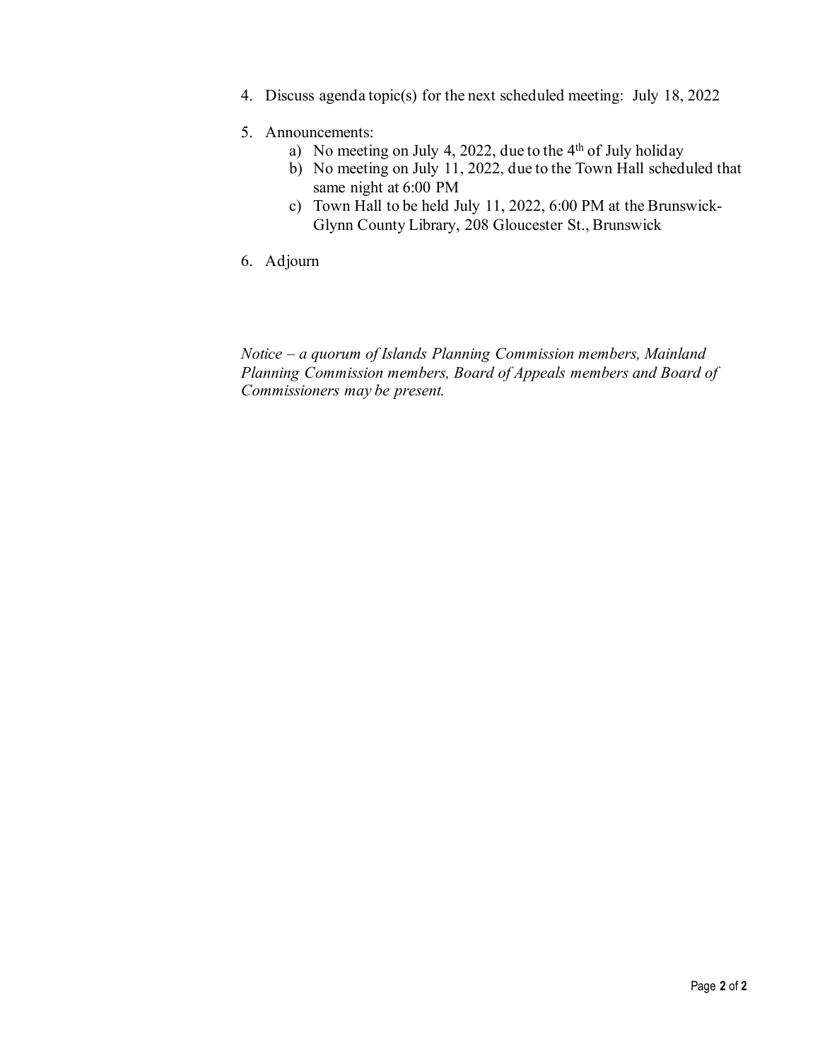4. Discuss agenda topic(s) for the next scheduled meeting: July 18, 2022

5. Announcements:
   a) No meeting on July 4, 2022, due to the 4th of July holiday
   b) No meeting on July 11, 2022, due to the Town Hall scheduled that same night at 6:00 PM
   c) Town Hall to be held July 11, 2022, 6:00 PM at the Brunswick-Glynn County Library, 208 Gloucester St., Brunswick

6. Adjourn

*Notice – a quorum of Islands Planning Commission members, Mainland Planning Commission members, Board of Appeals members and Board of Commissioners may be present.*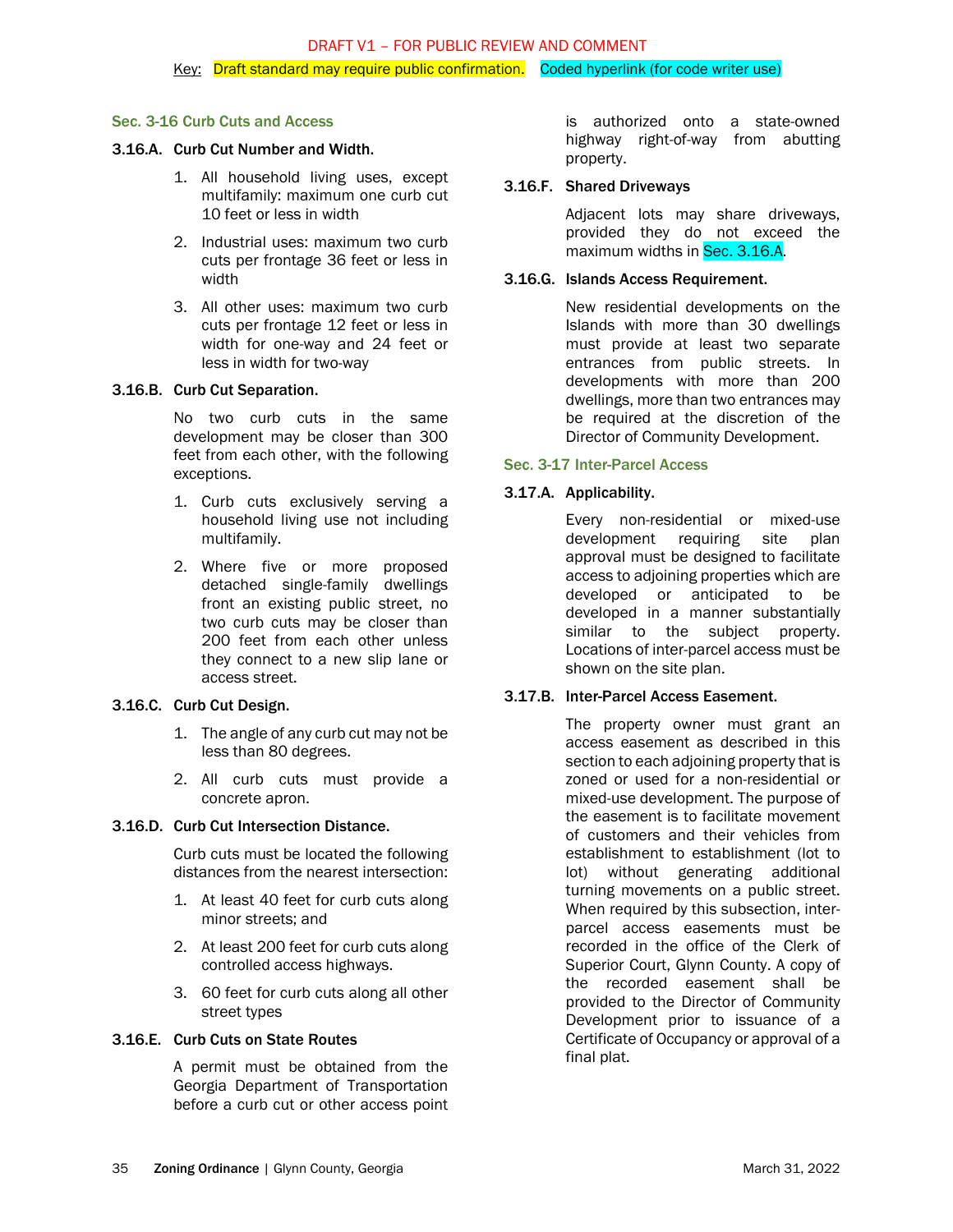DRAFT V1 – FOR PUBLIC REVIEW AND COMMENT

Key: Draft standard may require public confirmation. Coded hyperlink (for code writer use)

## Sec. 3-16 Curb Cuts and Access

### 3.16.A. Curb Cut Number and Width.

1. All household living uses, except multifamily: maximum one curb cut 10 feet or less in width
2. Industrial uses: maximum two curb cuts per frontage 36 feet or less in width
3. All other uses: maximum two curb cuts per frontage 12 feet or less in width for one-way and 24 feet or less in width for two-way

### 3.16.B. Curb Cut Separation.

No two curb cuts in the same development may be closer than 300 feet from each other, with the following exceptions.

1. Curb cuts exclusively serving a household living use not including multifamily.
2. Where five or more proposed detached single-family dwellings front an existing public street, no two curb cuts may be closer than 200 feet from each other unless they connect to a new slip lane or access street.

### 3.16.C. Curb Cut Design.

1. The angle of any curb cut may not be less than 80 degrees.
2. All curb cuts must provide a concrete apron.

### 3.16.D. Curb Cut Intersection Distance.

Curb cuts must be located the following distances from the nearest intersection:

1. At least 40 feet for curb cuts along minor streets; and
2. At least 200 feet for curb cuts along controlled access highways.
3. 60 feet for curb cuts along all other street types

### 3.16.E. Curb Cuts on State Routes

A permit must be obtained from the Georgia Department of Transportation before a curb cut or other access point is authorized onto a state-owned highway right-of-way from abutting property.

### 3.16.F. Shared Driveways

Adjacent lots may share driveways, provided they do not exceed the maximum widths in Sec. 3.16.A.

### 3.16.G. Islands Access Requirement.

New residential developments on the Islands with more than 30 dwellings must provide at least two separate entrances from public streets. In developments with more than 200 dwellings, more than two entrances may be required at the discretion of the Director of Community Development.

## Sec. 3-17 Inter-Parcel Access

### 3.17.A. Applicability.

Every non-residential or mixed-use development requiring site plan approval must be designed to facilitate access to adjoining properties which are developed or anticipated to be developed in a manner substantially similar to the subject property. Locations of inter-parcel access must be shown on the site plan.

### 3.17.B. Inter-Parcel Access Easement.

The property owner must grant an access easement as described in this section to each adjoining property that is zoned or used for a non-residential or mixed-use development. The purpose of the easement is to facilitate movement of customers and their vehicles from establishment to establishment (lot to lot) without generating additional turning movements on a public street. When required by this subsection, inter-parcel access easements must be recorded in the office of the Clerk of Superior Court, Glynn County. A copy of the recorded easement shall be provided to the Director of Community Development prior to issuance of a Certificate of Occupancy or approval of a final plat.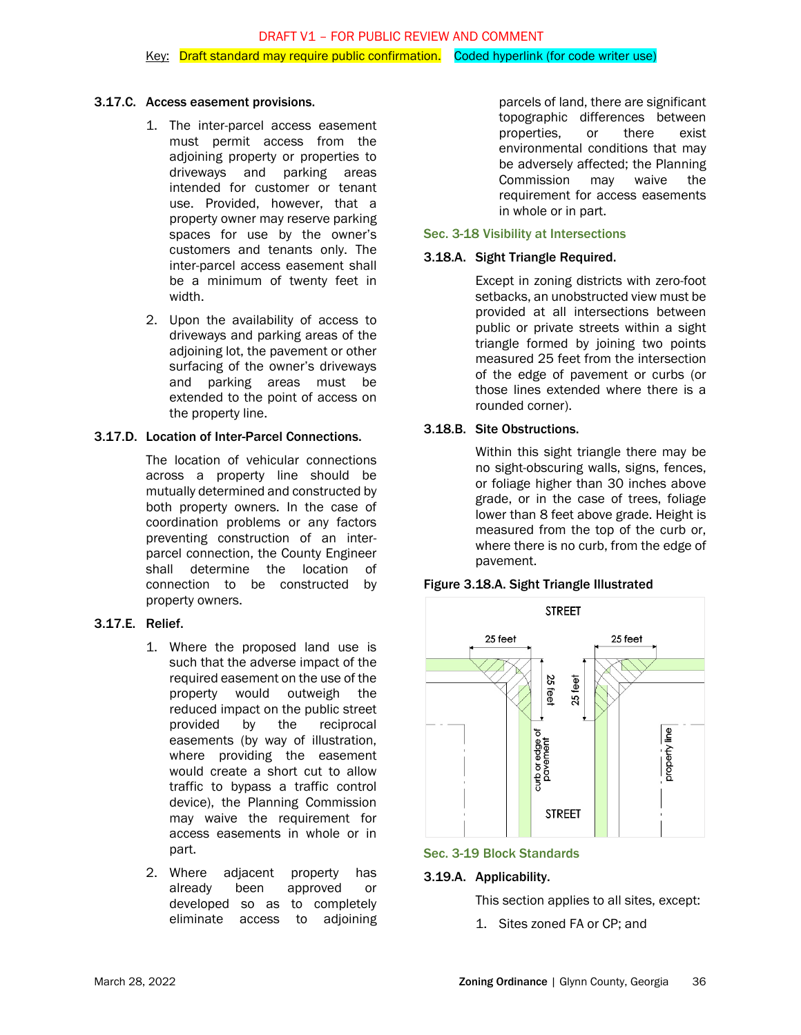DRAFT V1 – FOR PUBLIC REVIEW AND COMMENT

Key: Draft standard may require public confirmation. Coded hyperlink (for code writer use)

### 3.17.C. Access easement provisions.

1. The inter-parcel access easement must permit access from the adjoining property or properties to driveways and parking areas intended for customer or tenant use. Provided, however, that a property owner may reserve parking spaces for use by the owner's customers and tenants only. The inter-parcel access easement shall be a minimum of twenty feet in width.

2. Upon the availability of access to driveways and parking areas of the adjoining lot, the pavement or other surfacing of the owner's driveways and parking areas must be extended to the point of access on the property line.

### 3.17.D. Location of Inter-Parcel Connections.

The location of vehicular connections across a property line should be mutually determined and constructed by both property owners. In the case of coordination problems or any factors preventing construction of an inter-parcel connection, the County Engineer shall determine the location of connection to be constructed by property owners.

### 3.17.E. Relief.

1. Where the proposed land use is such that the adverse impact of the required easement on the use of the property would outweigh the reduced impact on the public street provided by the reciprocal easements (by way of illustration, where providing the easement would create a short cut to allow traffic to bypass a traffic control device), the Planning Commission may waive the requirement for access easements in whole or in part.

2. Where adjacent property has already been approved or developed so as to completely eliminate access to adjoining parcels of land, there are significant topographic differences between properties, or there exist environmental conditions that may be adversely affected; the Planning Commission may waive the requirement for access easements in whole or in part.

## Sec. 3-18 Visibility at Intersections

### 3.18.A. Sight Triangle Required.

Except in zoning districts with zero-foot setbacks, an unobstructed view must be provided at all intersections between public or private streets within a sight triangle formed by joining two points measured 25 feet from the intersection of the edge of pavement or curbs (or those lines extended where there is a rounded corner).

### 3.18.B. Site Obstructions.

Within this sight triangle there may be no sight-obscuring walls, signs, fences, or foliage higher than 30 inches above grade, or in the case of trees, foliage lower than 8 feet above grade. Height is measured from the top of the curb or, where there is no curb, from the edge of pavement.

**Figure 3.18.A. Sight Triangle Illustrated**

STREET | 25 feet | 25 feet | 25 feet | 25 feet | curb or edge of pavement | property line | STREET

## Sec. 3-19 Block Standards

### 3.19.A. Applicability.

This section applies to all sites, except:

1. Sites zoned FA or CP; and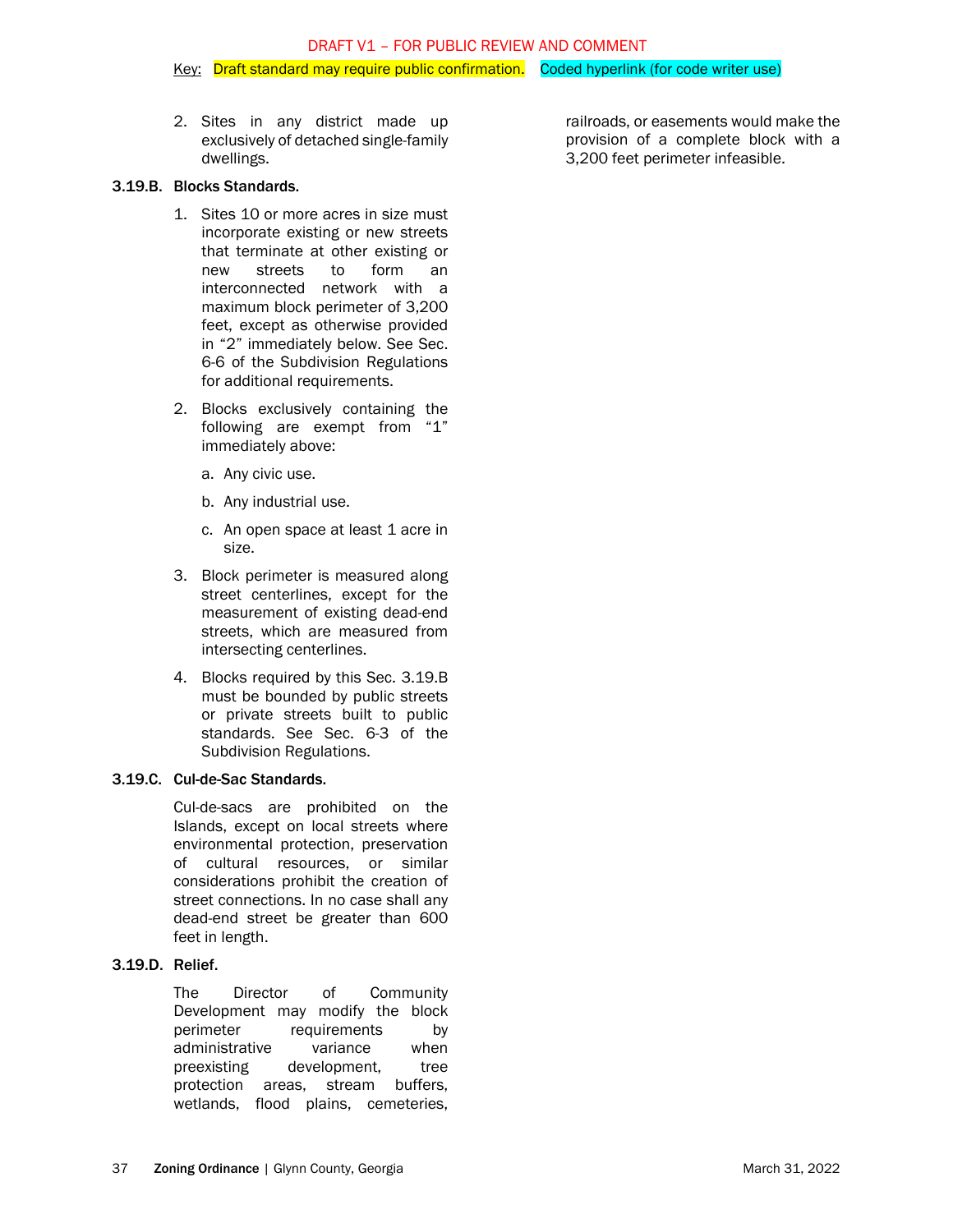2. Sites in any district made up exclusively of detached single-family dwellings.

### 3.19.B. Blocks Standards.

1. Sites 10 or more acres in size must incorporate existing or new streets that terminate at other existing or new streets to form an interconnected network with a maximum block perimeter of 3,200 feet, except as otherwise provided in "2" immediately below. See Sec. 6-6 of the Subdivision Regulations for additional requirements.
2. Blocks exclusively containing the following are exempt from "1" immediately above:
   a. Any civic use.
   b. Any industrial use.
   c. An open space at least 1 acre in size.
3. Block perimeter is measured along street centerlines, except for the measurement of existing dead-end streets, which are measured from intersecting centerlines.
4. Blocks required by this Sec. 3.19.B must be bounded by public streets or private streets built to public standards. See Sec. 6-3 of the Subdivision Regulations.

### 3.19.C. Cul-de-Sac Standards.

Cul-de-sacs are prohibited on the Islands, except on local streets where environmental protection, preservation of cultural resources, or similar considerations prohibit the creation of street connections. In no case shall any dead-end street be greater than 600 feet in length.

### 3.19.D. Relief.

The Director of Community Development may modify the block perimeter requirements by administrative variance when preexisting development, tree protection areas, stream buffers, wetlands, flood plains, cemeteries, railroads, or easements would make the provision of a complete block with a 3,200 feet perimeter infeasible.